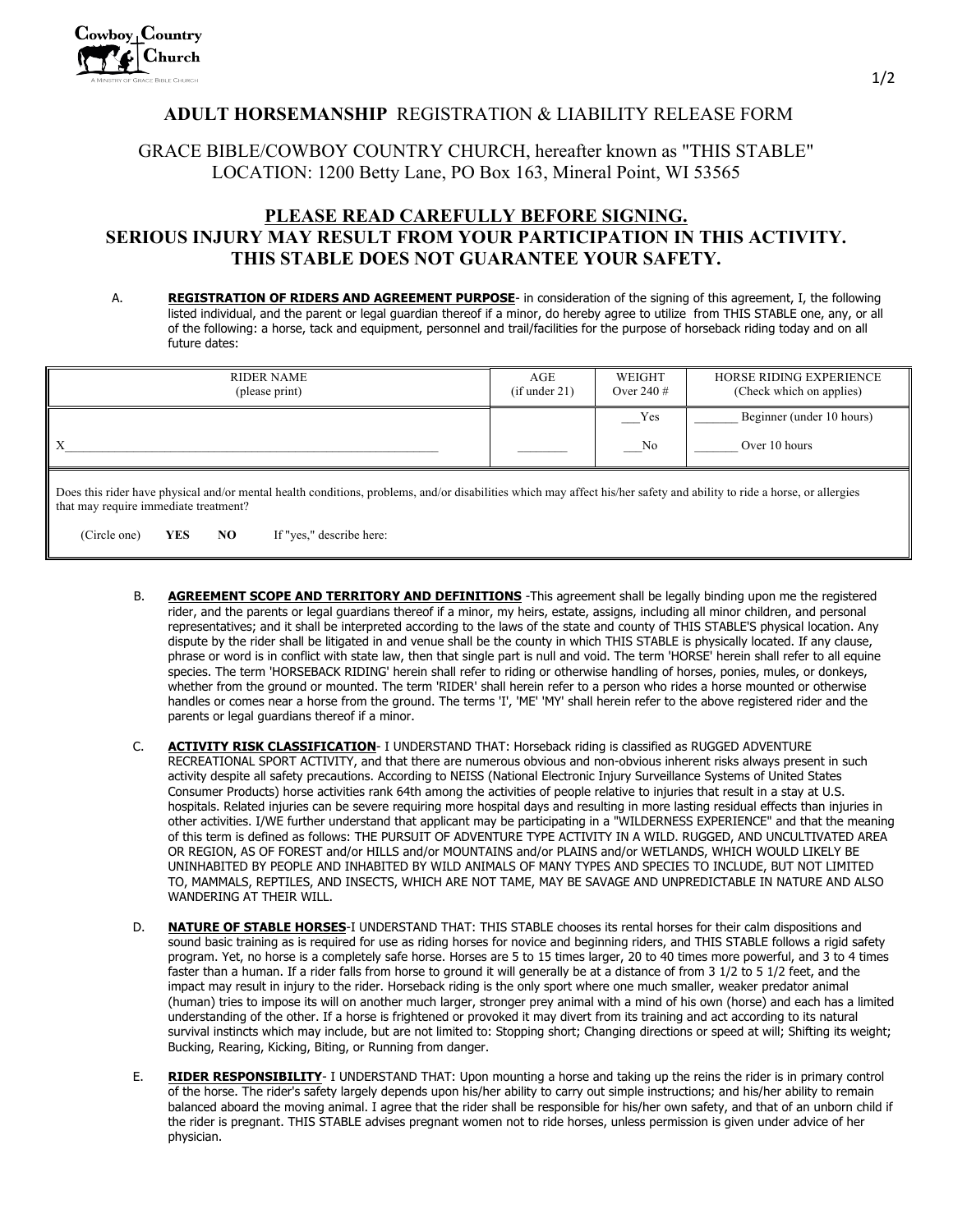Cowboy Country Church
A Ministry of Grace Bible Church

# ADULT HORSEMANSHIP REGISTRATION & LIABILITY RELEASE FORM

GRACE BIBLE/COWBOY COUNTRY CHURCH, hereafter known as "THIS STABLE"
LOCATION: 1200 Betty Lane, PO Box 163, Mineral Point, WI 53565

## PLEASE READ CAREFULLY BEFORE SIGNING.
## SERIOUS INJURY MAY RESULT FROM YOUR PARTICIPATION IN THIS ACTIVITY.
## THIS STABLE DOES NOT GUARANTEE YOUR SAFETY.

A. **REGISTRATION OF RIDERS AND AGREEMENT PURPOSE**- in consideration of the signing of this agreement, I, the following listed individual, and the parent or legal guardian thereof if a minor, do hereby agree to utilize from THIS STABLE one, any, or all of the following: a horse, tack and equipment, personnel and trail/facilities for the purpose of horseback riding today and on all future dates:

| RIDER NAME (please print) | AGE (if under 21) | WEIGHT Over 240 # | HORSE RIDING EXPERIENCE (Check which on applies) |
|---|---|---|---|
| X___________________________ | ________ | ___Yes<br>___No | _______ Beginner (under 10 hours)<br>_______ Over 10 hours |

Does this rider have physical and/or mental health conditions, problems, and/or disabilities which may affect his/her safety and ability to ride a horse, or allergies that may require immediate treatment?

(Circle one) **YES** **NO** If "yes," describe here:

B. **AGREEMENT SCOPE AND TERRITORY AND DEFINITIONS** -This agreement shall be legally binding upon me the registered rider, and the parents or legal guardians thereof if a minor, my heirs, estate, assigns, including all minor children, and personal representatives; and it shall be interpreted according to the laws of the state and county of THIS STABLE'S physical location. Any dispute by the rider shall be litigated in and venue shall be the county in which THIS STABLE is physically located. If any clause, phrase or word is in conflict with state law, then that single part is null and void. The term 'HORSE' herein shall refer to all equine species. The term 'HORSEBACK RIDING' herein shall refer to riding or otherwise handling of horses, ponies, mules, or donkeys, whether from the ground or mounted. The term 'RIDER' shall herein refer to a person who rides a horse mounted or otherwise handles or comes near a horse from the ground. The terms 'I', 'ME' 'MY' shall herein refer to the above registered rider and the parents or legal guardians thereof if a minor.

C. **ACTIVITY RISK CLASSIFICATION**- I UNDERSTAND THAT: Horseback riding is classified as RUGGED ADVENTURE RECREATIONAL SPORT ACTIVITY, and that there are numerous obvious and non-obvious inherent risks always present in such activity despite all safety precautions. According to NEISS (National Electronic Injury Surveillance Systems of United States Consumer Products) horse activities rank 64th among the activities of people relative to injuries that result in a stay at U.S. hospitals. Related injuries can be severe requiring more hospital days and resulting in more lasting residual effects than injuries in other activities. I/WE further understand that applicant may be participating in a "WILDERNESS EXPERIENCE" and that the meaning of this term is defined as follows: THE PURSUIT OF ADVENTURE TYPE ACTIVITY IN A WILD. RUGGED, AND UNCULTIVATED AREA OR REGION, AS OF FOREST and/or HILLS and/or MOUNTAINS and/or PLAINS and/or WETLANDS, WHICH WOULD LIKELY BE UNINHABITED BY PEOPLE AND INHABITED BY WILD ANIMALS OF MANY TYPES AND SPECIES TO INCLUDE, BUT NOT LIMITED TO, MAMMALS, REPTILES, AND INSECTS, WHICH ARE NOT TAME, MAY BE SAVAGE AND UNPREDICTABLE IN NATURE AND ALSO WANDERING AT THEIR WILL.

D. **NATURE OF STABLE HORSES**-I UNDERSTAND THAT: THIS STABLE chooses its rental horses for their calm dispositions and sound basic training as is required for use as riding horses for novice and beginning riders, and THIS STABLE follows a rigid safety program. Yet, no horse is a completely safe horse. Horses are 5 to 15 times larger, 20 to 40 times more powerful, and 3 to 4 times faster than a human. If a rider falls from horse to ground it will generally be at a distance of from 3 1/2 to 5 1/2 feet, and the impact may result in injury to the rider. Horseback riding is the only sport where one much smaller, weaker predator animal (human) tries to impose its will on another much larger, stronger prey animal with a mind of his own (horse) and each has a limited understanding of the other. If a horse is frightened or provoked it may divert from its training and act according to its natural survival instincts which may include, but are not limited to: Stopping short; Changing directions or speed at will; Shifting its weight; Bucking, Rearing, Kicking, Biting, or Running from danger.

E. **RIDER RESPONSIBILITY**- I UNDERSTAND THAT: Upon mounting a horse and taking up the reins the rider is in primary control of the horse. The rider's safety largely depends upon his/her ability to carry out simple instructions; and his/her ability to remain balanced aboard the moving animal. I agree that the rider shall be responsible for his/her own safety, and that of an unborn child if the rider is pregnant. THIS STABLE advises pregnant women not to ride horses, unless permission is given under advice of her physician.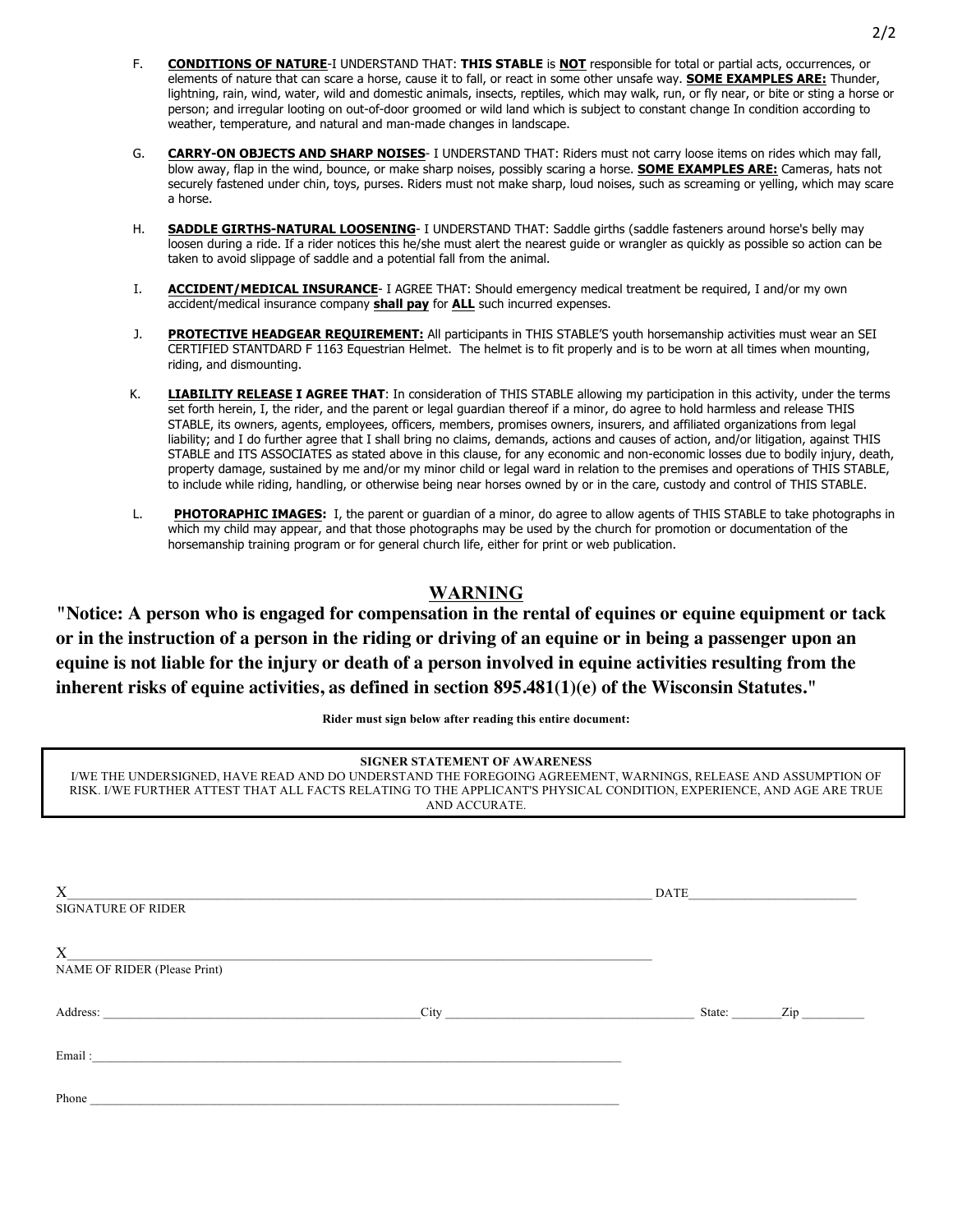F. **CONDITIONS OF NATURE**-I UNDERSTAND THAT: **THIS STABLE** is **NOT** responsible for total or partial acts, occurrences, or elements of nature that can scare a horse, cause it to fall, or react in some other unsafe way. **SOME EXAMPLES ARE:** Thunder, lightning, rain, wind, water, wild and domestic animals, insects, reptiles, which may walk, run, or fly near, or bite or sting a horse or person; and irregular looting on out-of-door groomed or wild land which is subject to constant change In condition according to weather, temperature, and natural and man-made changes in landscape.

G. **CARRY-ON OBJECTS AND SHARP NOISES**- I UNDERSTAND THAT: Riders must not carry loose items on rides which may fall, blow away, flap in the wind, bounce, or make sharp noises, possibly scaring a horse. **SOME EXAMPLES ARE:** Cameras, hats not securely fastened under chin, toys, purses. Riders must not make sharp, loud noises, such as screaming or yelling, which may scare a horse.

H. **SADDLE GIRTHS-NATURAL LOOSENING**- I UNDERSTAND THAT: Saddle girths (saddle fasteners around horse's belly may loosen during a ride. If a rider notices this he/she must alert the nearest guide or wrangler as quickly as possible so action can be taken to avoid slippage of saddle and a potential fall from the animal.

I. **ACCIDENT/MEDICAL INSURANCE**- I AGREE THAT: Should emergency medical treatment be required, I and/or my own accident/medical insurance company **shall pay** for **ALL** such incurred expenses.

J. **PROTECTIVE HEADGEAR REQUIREMENT:** All participants in THIS STABLE'S youth horsemanship activities must wear an SEI CERTIFIED STANTDARD F 1163 Equestrian Helmet. The helmet is to fit properly and is to be worn at all times when mounting, riding, and dismounting.

K. **LIABILITY RELEASE I AGREE THAT**: In consideration of THIS STABLE allowing my participation in this activity, under the terms set forth herein, I, the rider, and the parent or legal guardian thereof if a minor, do agree to hold harmless and release THIS STABLE, its owners, agents, employees, officers, members, promises owners, insurers, and affiliated organizations from legal liability; and I do further agree that I shall bring no claims, demands, actions and causes of action, and/or litigation, against THIS STABLE and ITS ASSOCIATES as stated above in this clause, for any economic and non-economic losses due to bodily injury, death, property damage, sustained by me and/or my minor child or legal ward in relation to the premises and operations of THIS STABLE, to include while riding, handling, or otherwise being near horses owned by or in the care, custody and control of THIS STABLE.

L. **PHOTOGRAPHIC IMAGES:** I, the parent or guardian of a minor, do agree to allow agents of THIS STABLE to take photographs in which my child may appear, and that those photographs may be used by the church for promotion or documentation of the horsemanship training program or for general church life, either for print or web publication.

## WARNING

**"Notice: A person who is engaged for compensation in the rental of equines or equine equipment or tack or in the instruction of a person in the riding or driving of an equine or in being a passenger upon an equine is not liable for the injury or death of a person involved in equine activities resulting from the inherent risks of equine activities, as defined in section 895.481(1)(e) of the Wisconsin Statutes."**

**Rider must sign below after reading this entire document:**

**SIGNER STATEMENT OF AWARENESS**

I/WE THE UNDERSIGNED, HAVE READ AND DO UNDERSTAND THE FOREGOING AGREEMENT, WARNINGS, RELEASE AND ASSUMPTION OF RISK. I/WE FURTHER ATTEST THAT ALL FACTS RELATING TO THE APPLICANT'S PHYSICAL CONDITION, EXPERIENCE, AND AGE ARE TRUE AND ACCURATE.

X________________________________________ DATE____________________

SIGNATURE OF RIDER

X________________________________________

NAME OF RIDER (Please Print)

Address: ______________________ City ______________________ State: ________ Zip __________

Email :________________________________________

Phone ________________________________________